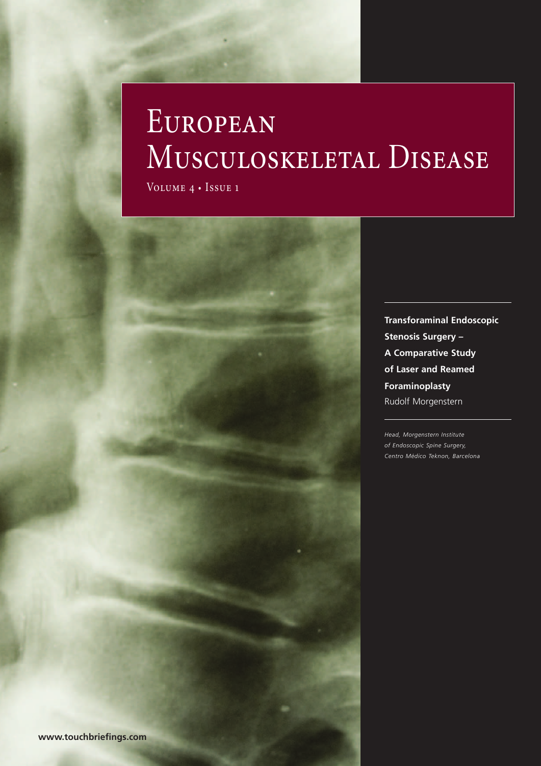# European Musculoskeletal Disease

Volume 4 • Issue 1

**Transforaminal Endoscopic Stenosis Surgery – A Comparative Study of Laser and Reamed Foraminoplasty**

Rudolf Morgenstern

*Head, Morgenstern Institute of Endoscopic Spine Surgery, Centro Médico Teknon, Barcelona*

**www.touchbriefings.com**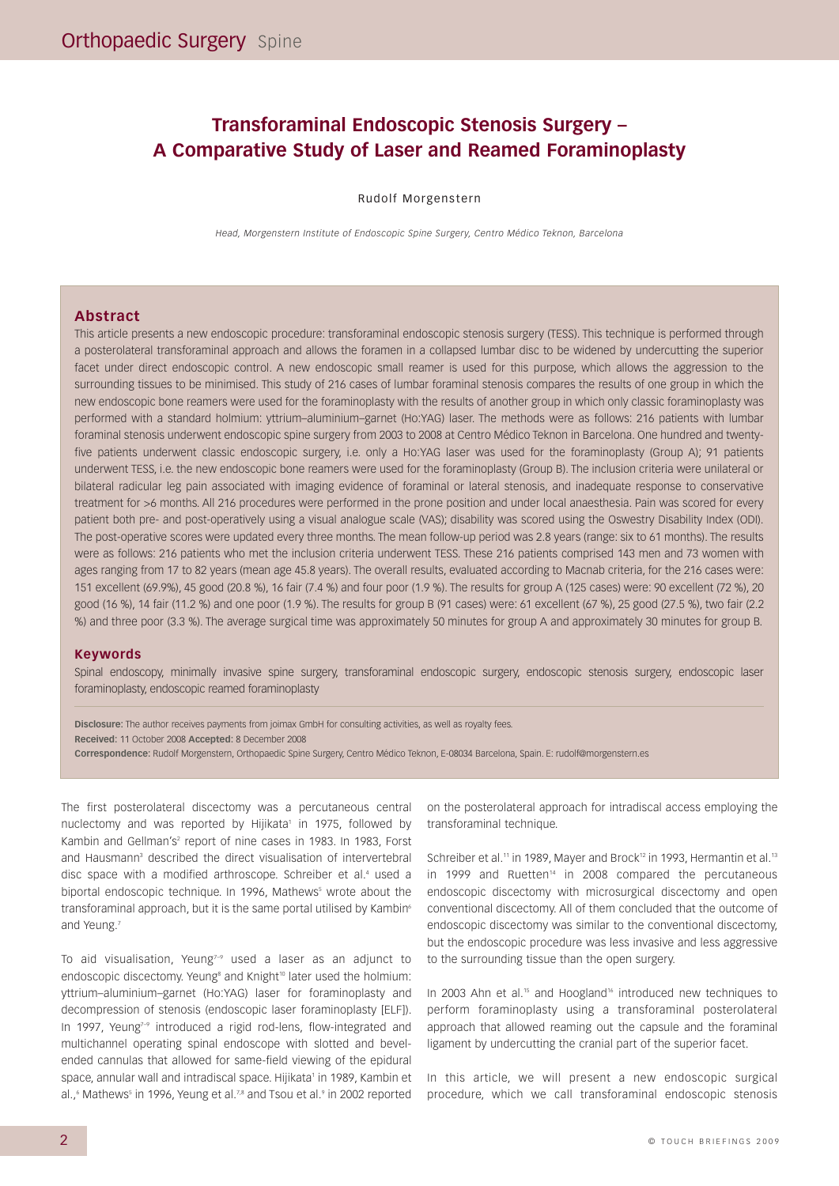# Transforaminal Endoscopic Stenosis Surgery – A Comparative Study of Laser and Reamed Foraminoplasty

Rudolf Morgenstern

*Head, Morgenstern Institute of Endoscopic Spine Surgery, Centro Médico Teknon, Barcelona*

## Abstract

This article presents a new endoscopic procedure: transforaminal endoscopic stenosis surgery (TESS). This technique is performed through a posterolateral transforaminal approach and allows the foramen in a collapsed lumbar disc to be widened by undercutting the superior facet under direct endoscopic control. A new endoscopic small reamer is used for this purpose, which allows the aggression to the surrounding tissues to be minimised. This study of 216 cases of lumbar foraminal stenosis compares the results of one group in which the new endoscopic bone reamers were used for the foraminoplasty with the results of another group in which only classic foraminoplasty was performed with a standard holmium: yttrium–aluminium–garnet (Ho:YAG) laser. The methods were as follows: 216 patients with lumbar foraminal stenosis underwent endoscopic spine surgery from 2003 to 2008 at Centro Médico Teknon in Barcelona. One hundred and twenty-five patients underwent classic endoscopic surgery, i.e. only a Ho:YAG laser was used for the foraminoplasty (Group A); 91 patients underwent TESS, i.e. the new endoscopic bone reamers were used for the foraminoplasty (Group B). The inclusion criteria were unilateral or bilateral radicular leg pain associated with imaging evidence of foraminal or lateral stenosis, and inadequate response to conservative treatment for >6 months. All 216 procedures were performed in the prone position and under local anaesthesia. Pain was scored for every patient both pre- and post-operatively using a visual analogue scale (VAS); disability was scored using the Oswestry Disability Index (ODI). The post-operative scores were updated every three months. The mean follow-up period was 2.8 years (range: six to 61 months). The results were as follows: 216 patients who met the inclusion criteria underwent TESS. These 216 patients comprised 143 men and 73 women with ages ranging from 17 to 82 years (mean age 45.8 years). The overall results, evaluated according to Macnab criteria, for the 216 cases were: 151 excellent (69.9%), 45 good (20.8 %), 16 fair (7.4 %) and four poor (1.9 %). The results for group A (125 cases) were: 90 excellent (72 %), 20 good (16 %), 14 fair (11.2 %) and one poor (1.9 %). The results for group B (91 cases) were: 61 excellent (67 %), 25 good (27.5 %), two fair (2.2 %) and three poor (3.3 %). The average surgical time was approximately 50 minutes for group A and approximately 30 minutes for group B.

## Keywords

Spinal endoscopy, minimally invasive spine surgery, transforaminal endoscopic surgery, endoscopic stenosis surgery, endoscopic laser foraminoplasty, endoscopic reamed foraminoplasty

**Disclosure:** The author receives payments from joimax GmbH for consulting activities, as well as royalty fees.
**Received:** 11 October 2008 **Accepted:** 8 December 2008
**Correspondence:** Rudolf Morgenstern, Orthopaedic Spine Surgery, Centro Médico Teknon, E-08034 Barcelona, Spain. E: rudolf@morgenstern.es

The first posterolateral discectomy was a percutaneous central nuclectomy and was reported by Hijikata[1] in 1975, followed by Kambin and Gellman's[2] report of nine cases in 1983. In 1983, Forst and Hausmann[3] described the direct visualisation of intervertebral disc space with a modified arthroscope. Schreiber et al.[4] used a biportal endoscopic technique. In 1996, Mathews[5] wrote about the transforaminal approach, but it is the same portal utilised by Kambin[6] and Yeung.[7]

To aid visualisation, Yeung[7–9] used a laser as an adjunct to endoscopic discectomy. Yeung[8] and Knight[10] later used the holmium: yttrium–aluminium–garnet (Ho:YAG) laser for foraminoplasty and decompression of stenosis (endoscopic laser foraminoplasty [ELF]). In 1997, Yeung[7–9] introduced a rigid rod-lens, flow-integrated and multichannel operating spinal endoscope with slotted and bevel-ended cannulas that allowed for same-field viewing of the epidural space, annular wall and intradiscal space. Hijikata[1] in 1989, Kambin et al.,[6] Mathews[5] in 1996, Yeung et al.[7,8] and Tsou et al.[9] in 2002 reported on the posterolateral approach for intradiscal access employing the transforaminal technique.

Schreiber et al.[11] in 1989, Mayer and Brock[12] in 1993, Hermantin et al.[13] in 1999 and Ruetten[14] in 2008 compared the percutaneous endoscopic discectomy with microsurgical discectomy and open conventional discectomy. All of them concluded that the outcome of endoscopic discectomy was similar to the conventional discectomy, but the endoscopic procedure was less invasive and less aggressive to the surrounding tissue than the open surgery.

In 2003 Ahn et al.[15] and Hoogland[16] introduced new techniques to perform foraminoplasty using a transforaminal posterolateral approach that allowed reaming out the capsule and the foraminal ligament by undercutting the cranial part of the superior facet.

In this article, we will present a new endoscopic surgical procedure, which we call transforaminal endoscopic stenosis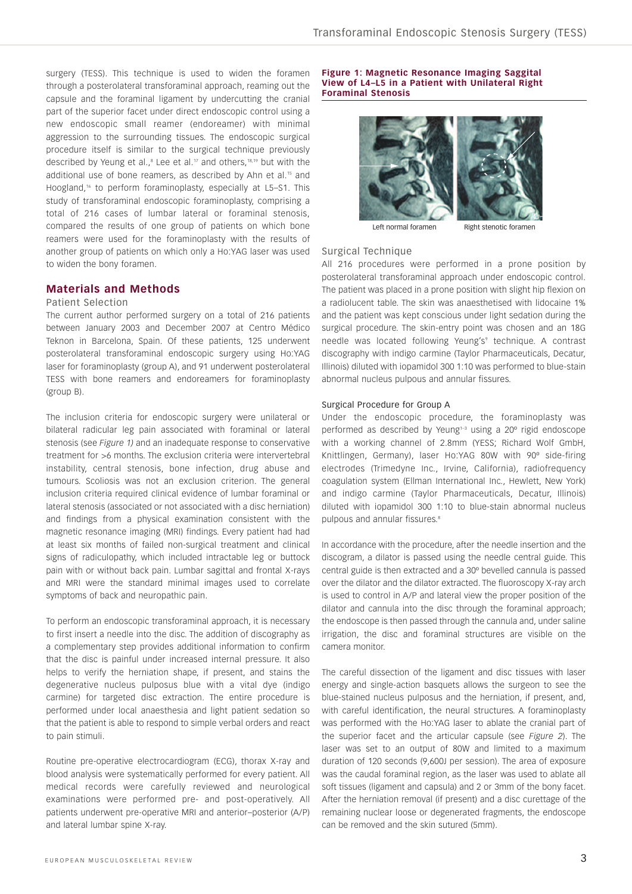surgery (TESS). This technique is used to widen the foramen through a posterolateral transforaminal approach, reaming out the capsule and the foraminal ligament by undercutting the cranial part of the superior facet under direct endoscopic control using a new endoscopic small reamer (endoreamer) with minimal aggression to the surrounding tissues. The endoscopic surgical procedure itself is similar to the surgical technique previously described by Yeung et al.,[8] Lee et al.[17] and others,[18,19] but with the additional use of bone reamers, as described by Ahn et al.[15] and Hoogland,[16] to perform foraminoplasty, especially at L5–S1. This study of transforaminal endoscopic foraminoplasty, comprising a total of 216 cases of lumbar lateral or foraminal stenosis, compared the results of one group of patients on which bone reamers were used for the foraminoplasty with the results of another group of patients on which only a Ho:YAG laser was used to widen the bony foramen.

## Materials and Methods

### Patient Selection

The current author performed surgery on a total of 216 patients between January 2003 and December 2007 at Centro Médico Teknon in Barcelona, Spain. Of these patients, 125 underwent posterolateral transforaminal endoscopic surgery using Ho:YAG laser for foraminoplasty (group A), and 91 underwent posterolateral TESS with bone reamers and endoreamers for foraminoplasty (group B).

The inclusion criteria for endoscopic surgery were unilateral or bilateral radicular leg pain associated with foraminal or lateral stenosis (see *Figure 1)* and an inadequate response to conservative treatment for >6 months. The exclusion criteria were intervertebral instability, central stenosis, bone infection, drug abuse and tumours. Scoliosis was not an exclusion criterion. The general inclusion criteria required clinical evidence of lumbar foraminal or lateral stenosis (associated or not associated with a disc herniation) and findings from a physical examination consistent with the magnetic resonance imaging (MRI) findings. Every patient had had at least six months of failed non-surgical treatment and clinical signs of radiculopathy, which included intractable leg or buttock pain with or without back pain. Lumbar sagittal and frontal X-rays and MRI were the standard minimal images used to correlate symptoms of back and neuropathic pain.

To perform an endoscopic transforaminal approach, it is necessary to first insert a needle into the disc. The addition of discography as a complementary step provides additional information to confirm that the disc is painful under increased internal pressure. It also helps to verify the herniation shape, if present, and stains the degenerative nucleus pulposus blue with a vital dye (indigo carmine) for targeted disc extraction. The entire procedure is performed under local anaesthesia and light patient sedation so that the patient is able to respond to simple verbal orders and react to pain stimuli.

Routine pre-operative electrocardiogram (ECG), thorax X-ray and blood analysis were systematically performed for every patient. All medical records were carefully reviewed and neurological examinations were performed pre- and post-operatively. All patients underwent pre-operative MRI and anterior–posterior (A/P) and lateral lumbar spine X-ray.

**Figure 1: Magnetic Resonance Imaging Saggital View of L4–L5 in a Patient with Unilateral Right Foraminal Stenosis**

Left normal foramen — Right stenotic foramen

### Surgical Technique

All 216 procedures were performed in a prone position by posterolateral transforaminal approach under endoscopic control. The patient was placed in a prone position with slight hip flexion on a radiolucent table. The skin was anaesthetised with lidocaine 1% and the patient was kept conscious under light sedation during the surgical procedure. The skin-entry point was chosen and an 18G needle was located following Yeung's[9] technique. A contrast discography with indigo carmine (Taylor Pharmaceuticals, Decatur, Illinois) diluted with iopamidol 300 1:10 was performed to blue-stain abnormal nucleus pulpous and annular fissures.

#### Surgical Procedure for Group A

Under the endoscopic procedure, the foraminoplasty was performed as described by Yeung[1–3] using a 20º rigid endoscope with a working channel of 2.8mm (YESS; Richard Wolf GmbH, Knittlingen, Germany), laser Ho:YAG 80W with 90º side-firing electrodes (Trimedyne Inc., Irvine, California), radiofrequency coagulation system (Ellman International Inc., Hewlett, New York) and indigo carmine (Taylor Pharmaceuticals, Decatur, Illinois) diluted with iopamidol 300 1:10 to blue-stain abnormal nucleus pulpous and annular fissures.[8]

In accordance with the procedure, after the needle insertion and the discogram, a dilator is passed using the needle central guide. This central guide is then extracted and a 30º bevelled cannula is passed over the dilator and the dilator extracted. The fluoroscopy X-ray arch is used to control in A/P and lateral view the proper position of the dilator and cannula into the disc through the foraminal approach; the endoscope is then passed through the cannula and, under saline irrigation, the disc and foraminal structures are visible on the camera monitor.

The careful dissection of the ligament and disc tissues with laser energy and single-action basquets allows the surgeon to see the blue-stained nucleus pulposus and the herniation, if present, and, with careful identification, the neural structures. A foraminoplasty was performed with the Ho:YAG laser to ablate the cranial part of the superior facet and the articular capsule (see *Figure 2*). The laser was set to an output of 80W and limited to a maximum duration of 120 seconds (9,600J per session). The area of exposure was the caudal foraminal region, as the laser was used to ablate all soft tissues (ligament and capsula) and 2 or 3mm of the bony facet. After the herniation removal (if present) and a disc curettage of the remaining nuclear loose or degenerated fragments, the endoscope can be removed and the skin sutured (5mm).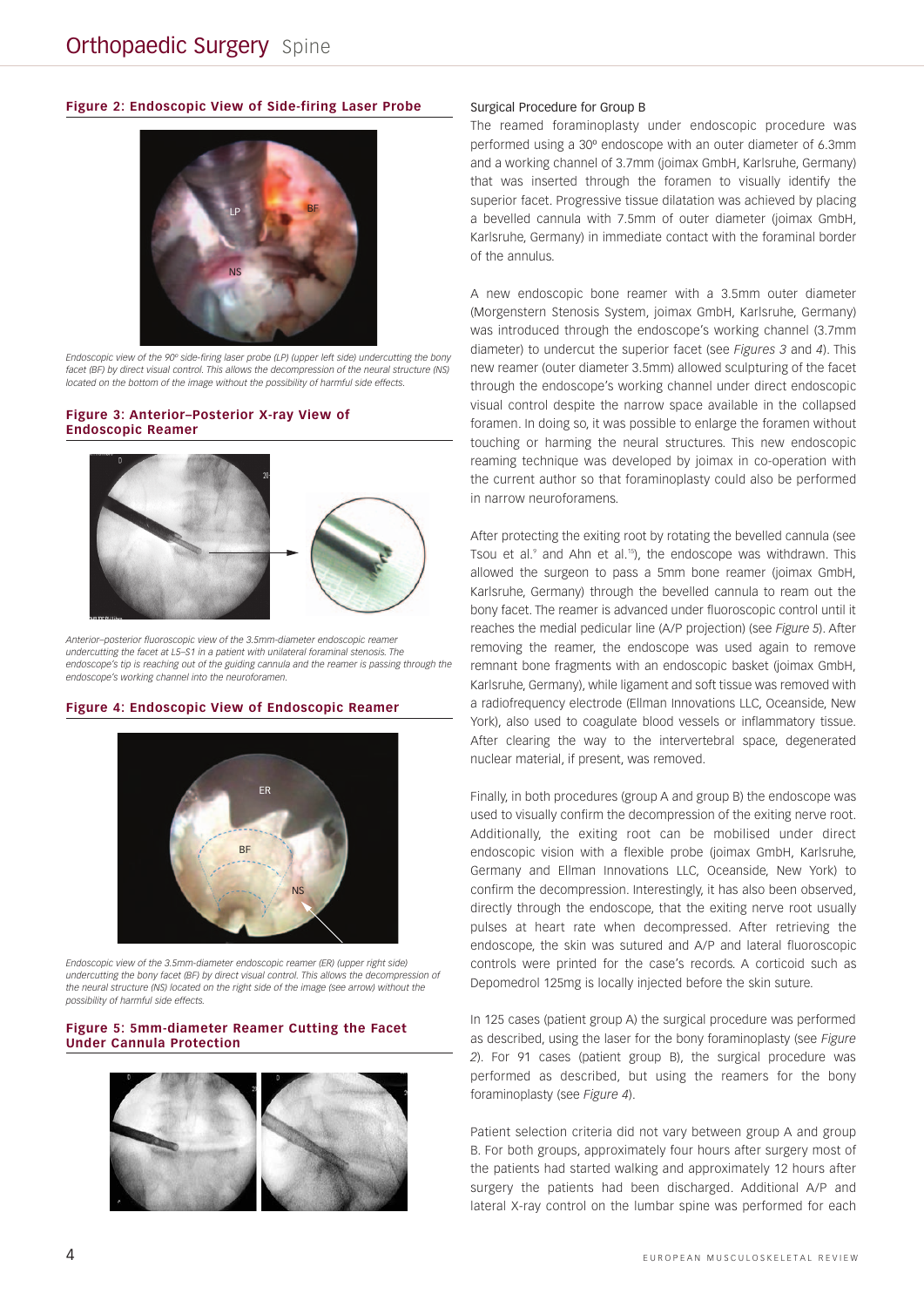#### Figure 2: Endoscopic View of Side-firing Laser Probe

*Endoscopic view of the 90º side-firing laser probe (LP) (upper left side) undercutting the bony facet (BF) by direct visual control. This allows the decompression of the neural structure (NS) located on the bottom of the image without the possibility of harmful side effects.*

#### Figure 3: Anterior–Posterior X-ray View of Endoscopic Reamer

*Anterior–posterior fluoroscopic view of the 3.5mm-diameter endoscopic reamer undercutting the facet at L5–S1 in a patient with unilateral foraminal stenosis. The endoscope's tip is reaching out of the guiding cannula and the reamer is passing through the endoscope's working channel into the neuroforamen.*

#### Figure 4: Endoscopic View of Endoscopic Reamer

*Endoscopic view of the 3.5mm-diameter endoscopic reamer (ER) (upper right side) undercutting the bony facet (BF) by direct visual control. This allows the decompression of the neural structure (NS) located on the right side of the image (see arrow) without the possibility of harmful side effects.*

#### Figure 5: 5mm-diameter Reamer Cutting the Facet Under Cannula Protection

Surgical Procedure for Group B

The reamed foraminoplasty under endoscopic procedure was performed using a 30º endoscope with an outer diameter of 6.3mm and a working channel of 3.7mm (joimax GmbH, Karlsruhe, Germany) that was inserted through the foramen to visually identify the superior facet. Progressive tissue dilatation was achieved by placing a bevelled cannula with 7.5mm of outer diameter (joimax GmbH, Karlsruhe, Germany) in immediate contact with the foraminal border of the annulus.

A new endoscopic bone reamer with a 3.5mm outer diameter (Morgenstern Stenosis System, joimax GmbH, Karlsruhe, Germany) was introduced through the endoscope's working channel (3.7mm diameter) to undercut the superior facet (see *Figures 3* and *4*). This new reamer (outer diameter 3.5mm) allowed sculpturing of the facet through the endoscope's working channel under direct endoscopic visual control despite the narrow space available in the collapsed foramen. In doing so, it was possible to enlarge the foramen without touching or harming the neural structures. This new endoscopic reaming technique was developed by joimax in co-operation with the current author so that foraminoplasty could also be performed in narrow neuroforamens.

After protecting the exiting root by rotating the bevelled cannula (see Tsou et al.[9] and Ahn et al.[15]), the endoscope was withdrawn. This allowed the surgeon to pass a 5mm bone reamer (joimax GmbH, Karlsruhe, Germany) through the bevelled cannula to ream out the bony facet. The reamer is advanced under fluoroscopic control until it reaches the medial pedicular line (A/P projection) (see *Figure 5*). After removing the reamer, the endoscope was used again to remove remnant bone fragments with an endoscopic basket (joimax GmbH, Karlsruhe, Germany), while ligament and soft tissue was removed with a radiofrequency electrode (Ellman Innovations LLC, Oceanside, New York), also used to coagulate blood vessels or inflammatory tissue. After clearing the way to the intervertebral space, degenerated nuclear material, if present, was removed.

Finally, in both procedures (group A and group B) the endoscope was used to visually confirm the decompression of the exiting nerve root. Additionally, the exiting root can be mobilised under direct endoscopic vision with a flexible probe (joimax GmbH, Karlsruhe, Germany and Ellman Innovations LLC, Oceanside, New York) to confirm the decompression. Interestingly, it has also been observed, directly through the endoscope, that the exiting nerve root usually pulses at heart rate when decompressed. After retrieving the endoscope, the skin was sutured and A/P and lateral fluoroscopic controls were printed for the case's records. A corticoid such as Depomedrol 125mg is locally injected before the skin suture.

In 125 cases (patient group A) the surgical procedure was performed as described, using the laser for the bony foraminoplasty (see *Figure 2*). For 91 cases (patient group B), the surgical procedure was performed as described, but using the reamers for the bony foraminoplasty (see *Figure 4*).

Patient selection criteria did not vary between group A and group B. For both groups, approximately four hours after surgery most of the patients had started walking and approximately 12 hours after surgery the patients had been discharged. Additional A/P and lateral X-ray control on the lumbar spine was performed for each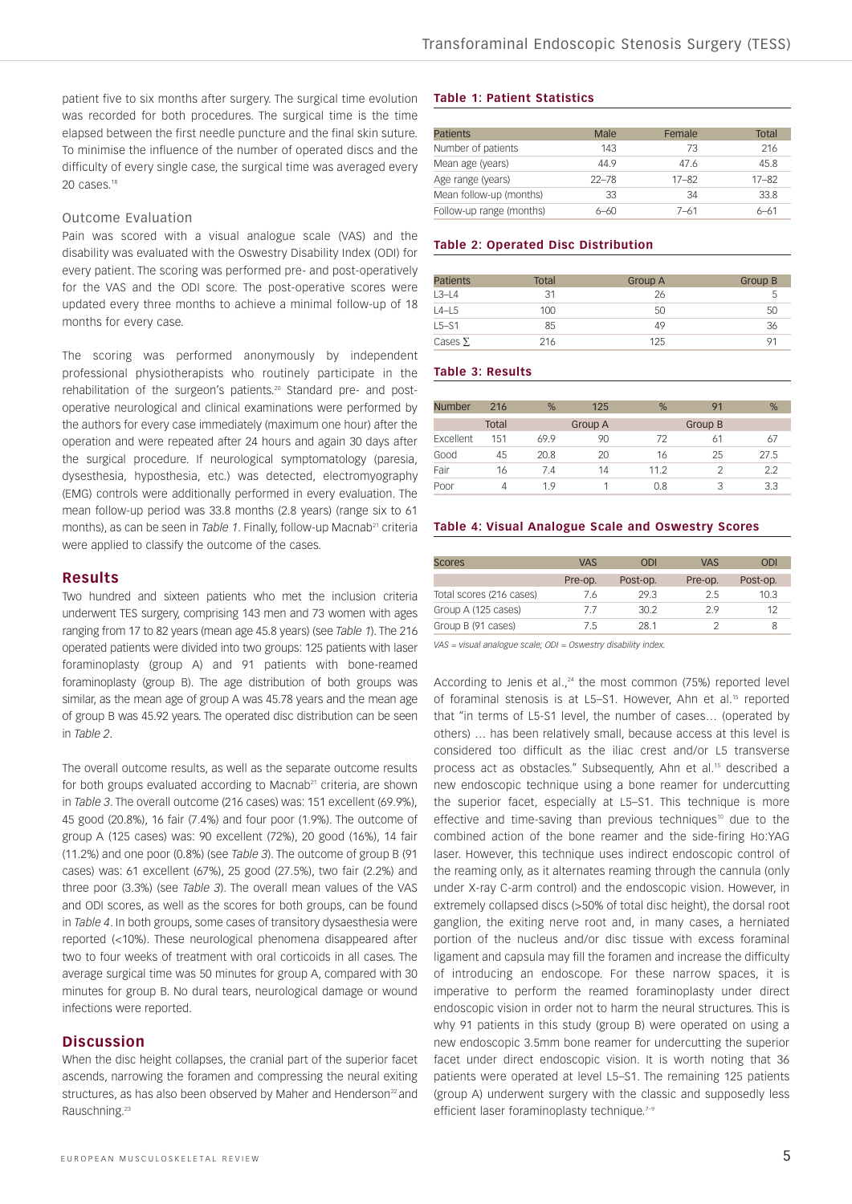patient five to six months after surgery. The surgical time evolution was recorded for both procedures. The surgical time is the time elapsed between the first needle puncture and the final skin suture. To minimise the influence of the number of operated discs and the difficulty of every single case, the surgical time was averaged every 20 cases.[18]

### Outcome Evaluation

Pain was scored with a visual analogue scale (VAS) and the disability was evaluated with the Oswestry Disability Index (ODI) for every patient. The scoring was performed pre- and post-operatively for the VAS and the ODI score. The post-operative scores were updated every three months to achieve a minimal follow-up of 18 months for every case.

The scoring was performed anonymously by independent professional physiotherapists who routinely participate in the rehabilitation of the surgeon's patients.[20] Standard pre- and post-operative neurological and clinical examinations were performed by the authors for every case immediately (maximum one hour) after the operation and were repeated after 24 hours and again 30 days after the surgical procedure. If neurological symptomatology (paresia, dysesthesia, hyposthesia, etc.) was detected, electromyography (EMG) controls were additionally performed in every evaluation. The mean follow-up period was 33.8 months (2.8 years) (range six to 61 months), as can be seen in *Table 1*. Finally, follow-up Macnab[21] criteria were applied to classify the outcome of the cases.

## Results

Two hundred and sixteen patients who met the inclusion criteria underwent TES surgery, comprising 143 men and 73 women with ages ranging from 17 to 82 years (mean age 45.8 years) (see *Table 1*). The 216 operated patients were divided into two groups: 125 patients with laser foraminoplasty (group A) and 91 patients with bone-reamed foraminoplasty (group B). The age distribution of both groups was similar, as the mean age of group A was 45.78 years and the mean age of group B was 45.92 years. The operated disc distribution can be seen in *Table 2*.

The overall outcome results, as well as the separate outcome results for both groups evaluated according to Macnab[21] criteria, are shown in *Table 3*. The overall outcome (216 cases) was: 151 excellent (69.9%), 45 good (20.8%), 16 fair (7.4%) and four poor (1.9%). The outcome of group A (125 cases) was: 90 excellent (72%), 20 good (16%), 14 fair (11.2%) and one poor (0.8%) (see *Table 3*). The outcome of group B (91 cases) was: 61 excellent (67%), 25 good (27.5%), two fair (2.2%) and three poor (3.3%) (see *Table 3*). The overall mean values of the VAS and ODI scores, as well as the scores for both groups, can be found in *Table 4*. In both groups, some cases of transitory dysaesthesia were reported (<10%). These neurological phenomena disappeared after two to four weeks of treatment with oral corticoids in all cases. The average surgical time was 50 minutes for group A, compared with 30 minutes for group B. No dural tears, neurological damage or wound infections were reported.

## Discussion

When the disc height collapses, the cranial part of the superior facet ascends, narrowing the foramen and compressing the neural exiting structures, as has also been observed by Maher and Henderson[22] and Rauschning.[23]

**Table 1: Patient Statistics**

| Patients | Male | Female | Total |
|---|---|---|---|
| Number of patients | 143 | 73 | 216 |
| Mean age (years) | 44.9 | 47.6 | 45.8 |
| Age range (years) | 22–78 | 17–82 | 17–82 |
| Mean follow-up (months) | 33 | 34 | 33.8 |
| Follow-up range (months) | 6–60 | 7–61 | 6–61 |

**Table 2: Operated Disc Distribution**

| Patients | Total | Group A | Group B |
|---|---|---|---|
| L3–L4 | 31 | 26 | 5 |
| L4–L5 | 100 | 50 | 50 |
| L5–S1 | 85 | 49 | 36 |
| Cases ∑ | 216 | 125 | 91 |

**Table 3: Results**

| Number | 216 | % | 125 | % | 91 | % |
|---|---|---|---|---|---|---|
| | Total | | Group A | | Group B | |
| Excellent | 151 | 69.9 | 90 | 72 | 61 | 67 |
| Good | 45 | 20.8 | 20 | 16 | 25 | 27.5 |
| Fair | 16 | 7.4 | 14 | 11.2 | 2 | 2.2 |
| Poor | 4 | 1.9 | 1 | 0.8 | 3 | 3.3 |

**Table 4: Visual Analogue Scale and Oswestry Scores**

| Scores | VAS | ODI | VAS | ODI |
|---|---|---|---|---|
| | Pre-op. | Post-op. | Pre-op. | Post-op. |
| Total scores (216 cases) | 7.6 | 29.3 | 2.5 | 10.3 |
| Group A (125 cases) | 7.7 | 30.2 | 2.9 | 12 |
| Group B (91 cases) | 7.5 | 28.1 | 2 | 8 |

*VAS = visual analogue scale; ODI = Oswestry disability index.*

According to Jenis et al.,[24] the most common (75%) reported level of foraminal stenosis is at L5–S1. However, Ahn et al.[15] reported that "in terms of L5-S1 level, the number of cases… (operated by others) … has been relatively small, because access at this level is considered too difficult as the iliac crest and/or L5 transverse process act as obstacles." Subsequently, Ahn et al.[15] described a new endoscopic technique using a bone reamer for undercutting the superior facet, especially at L5–S1. This technique is more effective and time-saving than previous techniques[10] due to the combined action of the bone reamer and the side-firing Ho:YAG laser. However, this technique uses indirect endoscopic control of the reaming only, as it alternates reaming through the cannula (only under X-ray C-arm control) and the endoscopic vision. However, in extremely collapsed discs (>50% of total disc height), the dorsal root ganglion, the exiting nerve root and, in many cases, a herniated portion of the nucleus and/or disc tissue with excess foraminal ligament and capsula may fill the foramen and increase the difficulty of introducing an endoscope. For these narrow spaces, it is imperative to perform the reamed foraminoplasty under direct endoscopic vision in order not to harm the neural structures. This is why 91 patients in this study (group B) were operated on using a new endoscopic 3.5mm bone reamer for undercutting the superior facet under direct endoscopic vision. It is worth noting that 36 patients were operated at level L5–S1. The remaining 125 patients (group A) underwent surgery with the classic and supposedly less efficient laser foraminoplasty technique.[7–9]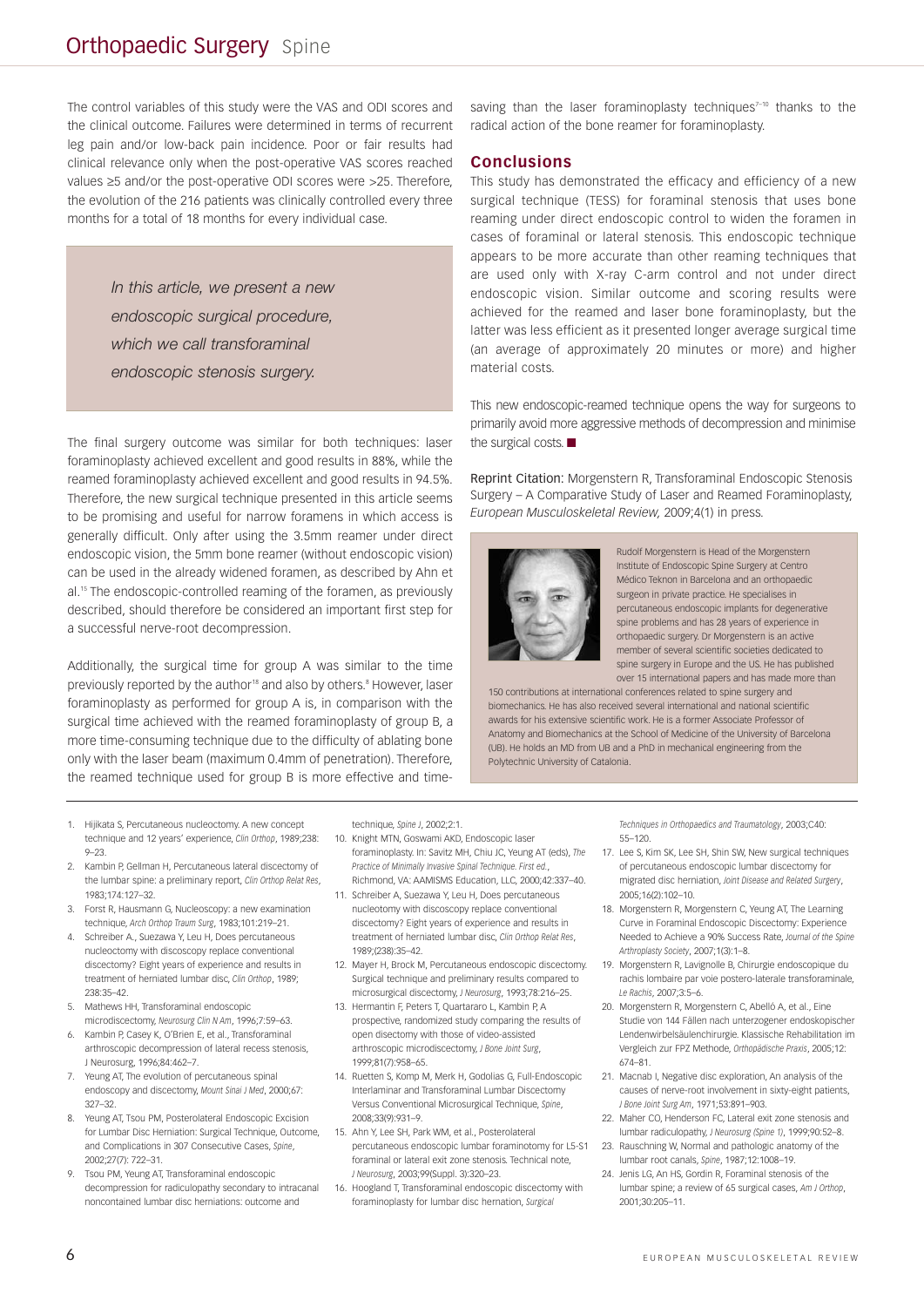The control variables of this study were the VAS and ODI scores and the clinical outcome. Failures were determined in terms of recurrent leg pain and/or low-back pain incidence. Poor or fair results had clinical relevance only when the post-operative VAS scores reached values ≥5 and/or the post-operative ODI scores were >25. Therefore, the evolution of the 216 patients was clinically controlled every three months for a total of 18 months for every individual case.

> *In this article, we present a new endoscopic surgical procedure, which we call transforaminal endoscopic stenosis surgery.*

The final surgery outcome was similar for both techniques: laser foraminoplasty achieved excellent and good results in 88%, while the reamed foraminoplasty achieved excellent and good results in 94.5%. Therefore, the new surgical technique presented in this article seems to be promising and useful for narrow foramens in which access is generally difficult. Only after using the 3.5mm reamer under direct endoscopic vision, the 5mm bone reamer (without endoscopic vision) can be used in the already widened foramen, as described by Ahn et al.[15] The endoscopic-controlled reaming of the foramen, as previously described, should therefore be considered an important first step for a successful nerve-root decompression.

Additionally, the surgical time for group A was similar to the time previously reported by the author[18] and also by others.[8] However, laser foraminoplasty as performed for group A is, in comparison with the surgical time achieved with the reamed foraminoplasty of group B, a more time-consuming technique due to the difficulty of ablating bone only with the laser beam (maximum 0.4mm of penetration). Therefore, the reamed technique used for group B is more effective and time-saving than the laser foraminoplasty techniques[7–10] thanks to the radical action of the bone reamer for foraminoplasty.

## Conclusions

This study has demonstrated the efficacy and efficiency of a new surgical technique (TESS) for foraminal stenosis that uses bone reaming under direct endoscopic control to widen the foramen in cases of foraminal or lateral stenosis. This endoscopic technique appears to be more accurate than other reaming techniques that are used only with X-ray C-arm control and not under direct endoscopic vision. Similar outcome and scoring results were achieved for the reamed and laser bone foraminoplasty, but the latter was less efficient as it presented longer average surgical time (an average of approximately 20 minutes or more) and higher material costs.

This new endoscopic-reamed technique opens the way for surgeons to primarily avoid more aggressive methods of decompression and minimise the surgical costs. ■

Reprint Citation: Morgenstern R, Transforaminal Endoscopic Stenosis Surgery – A Comparative Study of Laser and Reamed Foraminoplasty, *European Musculoskeletal Review,* 2009;4(1) in press.

Rudolf Morgenstern is Head of the Morgenstern Institute of Endoscopic Spine Surgery at Centro Médico Teknon in Barcelona and an orthopaedic surgeon in private practice. He specialises in percutaneous endoscopic implants for degenerative spine problems and has 28 years of experience in orthopaedic surgery. Dr Morgenstern is an active member of several scientific societies dedicated to spine surgery in Europe and the US. He has published over 15 international papers and has made more than 150 contributions at international conferences related to spine surgery and biomechanics. He has also received several international and national scientific awards for his extensive scientific work. He is a former Associate Professor of Anatomy and Biomechanics at the School of Medicine of the University of Barcelona (UB). He holds an MD from UB and a PhD in mechanical engineering from the Polytechnic University of Catalonia.

1. Hijikata S, Percutaneous nucleotomy. A new concept technique and 12 years' experience, *Clin Orthop*, 1989;238: 9–23.
2. Kambin P, Gellman H, Percutaneous lateral discectomy of the lumbar spine: a preliminary report, *Clin Orthop Relat Res*, 1983;174:127–32.
3. Forst R, Hausmann G, Nucleoscopy: a new examination technique, *Arch Orthop Traum Surg*, 1983;101:219–21.
4. Schreiber A., Suezawa Y, Leu H, Does percutaneous nucleotomy with discoscopy replace conventional discectomy? Eight years of experience and results in treatment of herniated lumbar disc, *Clin Orthop*, 1989; 238:35–42.
5. Mathews HH, Transforaminal endoscopic microdiscectomy, *Neurosurg Clin N Am*, 1996;7:59–63.
6. Kambin P, Casey K, O'Brien E, et al., Transforaminal arthroscopic decompression of lateral recess stenosis, J Neurosurg, 1996;84:462–7.
7. Yeung AT, The evolution of percutaneous spinal endoscopy and discectomy, *Mount Sinai J Med*, 2000;67: 327–32.
8. Yeung AT, Tsou PM, Posterolateral Endoscopic Excision for Lumbar Disc Herniation: Surgical Technique, Outcome, and Complications in 307 Consecutive Cases, *Spine*, 2002;27(7): 722–31.
9. Tsou PM, Yeung AT, Transforaminal endoscopic decompression for radiculopathy secondary to intracanal noncontained lumbar disc herniations: outcome and technique, *Spine J*, 2002;2:1.
10. Knight MTN, Goswami AKD, Endoscopic laser foraminoplasty. In: Savitz MH, Chiu JC, Yeung AT (eds), *The Practice of Minimally Invasive Spinal Technique. First ed.*, Richmond, VA: AAMISMS Education, LLC, 2000;42:337–40.
11. Schreiber A, Suezawa Y, Leu H, Does percutaneous nucleotomy with discoscopy replace conventional discectomy? Eight years of experience and results in treatment of herniated lumbar disc, *Clin Orthop Relat Res*, 1989;(238):35–42.
12. Mayer H, Brock M, Percutaneous endoscopic discectomy. Surgical technique and preliminary results compared to microsurgical discectomy, *J Neurosurg*, 1993;78:216–25.
13. Hermantin F, Peters T, Quartararo L, Kambin P, A prospective, randomized study comparing the results of open disectomy with those of video-assisted arthroscopic microdiscectomy, *J Bone Joint Surg*, 1999;81(7):958–65.
14. Ruetten S, Komp M, Merk H, Godolias G, Full-Endoscopic Interlaminar and Transforaminal Lumbar Discectomy Versus Conventional Microsurgical Technique, *Spine*, 2008;33(9):931–9.
15. Ahn Y, Lee SH, Park WM, et al., Posterolateral percutaneous endoscopic lumbar foraminotomy for L5-S1 foraminal or lateral exit zone stenosis. Technical note, *J Neurosurg*, 2003;99(Suppl. 3):320–23.
16. Hoogland T, Transforaminal endoscopic discectomy with foraminoplasty for lumbar disc hernation, *Surgical Techniques in Orthopaedics and Traumatology*, 2003;C40: 55–120.
17. Lee S, Kim SK, Lee SH, Shin SW, New surgical techniques of percutaneous endoscopic lumbar discectomy for migrated disc herniation, *Joint Disease and Related Surgery*, 2005;16(2):102–10.
18. Morgenstern R, Morgenstern C, Yeung AT, The Learning Curve in Foraminal Endoscopic Discectomy: Experience Needed to Achieve a 90% Success Rate, *Journal of the Spine Arthroplasty Society*, 2007;1(3):1–8.
19. Morgenstern R, Lavignolle B, Chirurgie endoscopique du rachis lombaire par voie postero-laterale transforaminale, *Le Rachis*, 2007;3:5–6.
20. Morgenstern R, Morgenstern C, Abelló A, et al., Eine Studie von 144 Fällen nach unterzogener endoskopischer Lendenwirbelsäulenchirurgie. Klassische Rehabilitation im Vergleich zur FPZ Methode, *Orthopädische Praxis*, 2005;12: 674–81.
21. Macnab I, Negative disc exploration, An analysis of the causes of nerve-root involvement in sixty-eight patients, *J Bone Joint Surg Am*, 1971;53:891–903.
22. Maher CO, Henderson FC, Lateral exit zone stenosis and lumbar radiculopathy, *J Neurosurg (Spine 1)*, 1999;90:52–8.
23. Rauschning W, Normal and pathologic anatomy of the lumbar root canals, *Spine*, 1987;12:1008–19.
24. Jenis LG, An HS, Gordin R, Foraminal stenosis of the lumbar spine; a review of 65 surgical cases, *Am J Orthop*, 2001;30:205–11.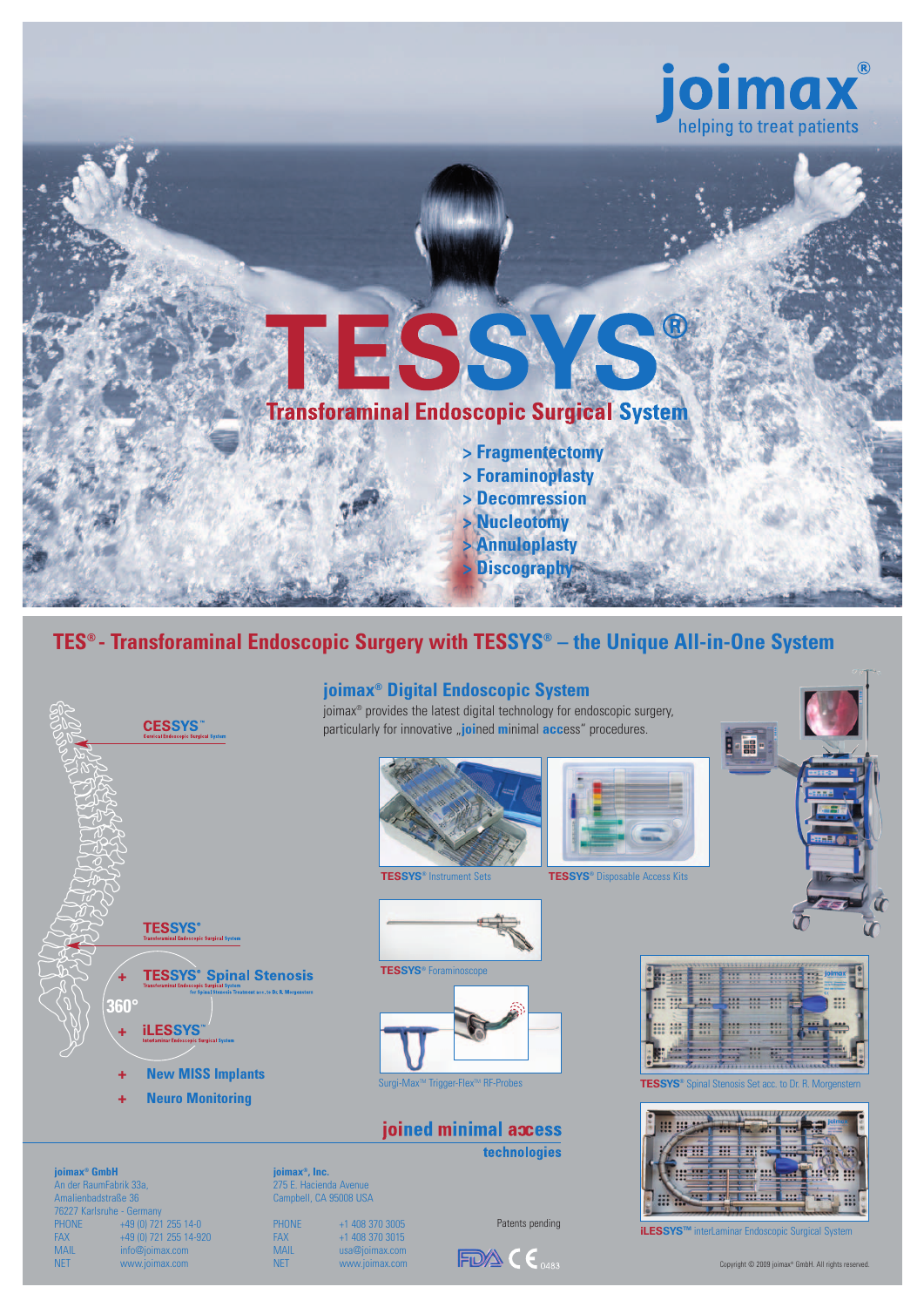# joimax®

helping to treat patients

# TESSYS®

## Transforaminal Endoscopic Surgical System

- > Fragmentectomy
- > Foraminoplasty
- > Decomression
- > Nucleotomy
- > Annuloplasty
- > Discography

## TES® - Transforaminal Endoscopic Surgery with TESSYS® – the Unique All-in-One System

CESSYS™
Cervical Endoscopic Surgical System

TESSYS®
Transforaminal Endoscopic Surgical System

360°

- + TESSYS® Spinal Stenosis
  Transforaminal Endoscopic Surgical System for Spinal Stenosis Treatment acc. to Dr. R. Morgenstern
- + iLESSYS™
  Interlaminar Endoscopic Surgical System
- + New MISS Implants
- + Neuro Monitoring

### joimax® Digital Endoscopic System

joimax® provides the latest digital technology for endoscopic surgery, particularly for innovative „joined minimal access" procedures.

TESSYS® Instrument Sets

TESSYS® Disposable Access Kits

TESSYS® Foraminoscope

Surgi-Max™ Trigger-Flex™ RF-Probes

TESSYS® Spinal Stenosis Set acc. to Dr. R. Morgenstern

iLESSYS™ interLaminar Endoscopic Surgical System

**joined minimal access technologies**

**joimax® GmbH**
An der RaumFabrik 33a,
Amalienbadstraße 36
76227 Karlsruhe - Germany
PHONE +49 (0) 721 255 14-0
FAX +49 (0) 721 255 14-920
MAIL info@joimax.com
NET www.joimax.com

**joimax®, Inc.**
275 E. Hacienda Avenue
Campbell, CA 95008 USA
PHONE +1 408 370 3005
FAX +1 408 370 3015
MAIL usa@joimax.com
NET www.joimax.com

Patents pending

FDA CE 0483

Copyright © 2009 joimax® GmbH. All rights reserved.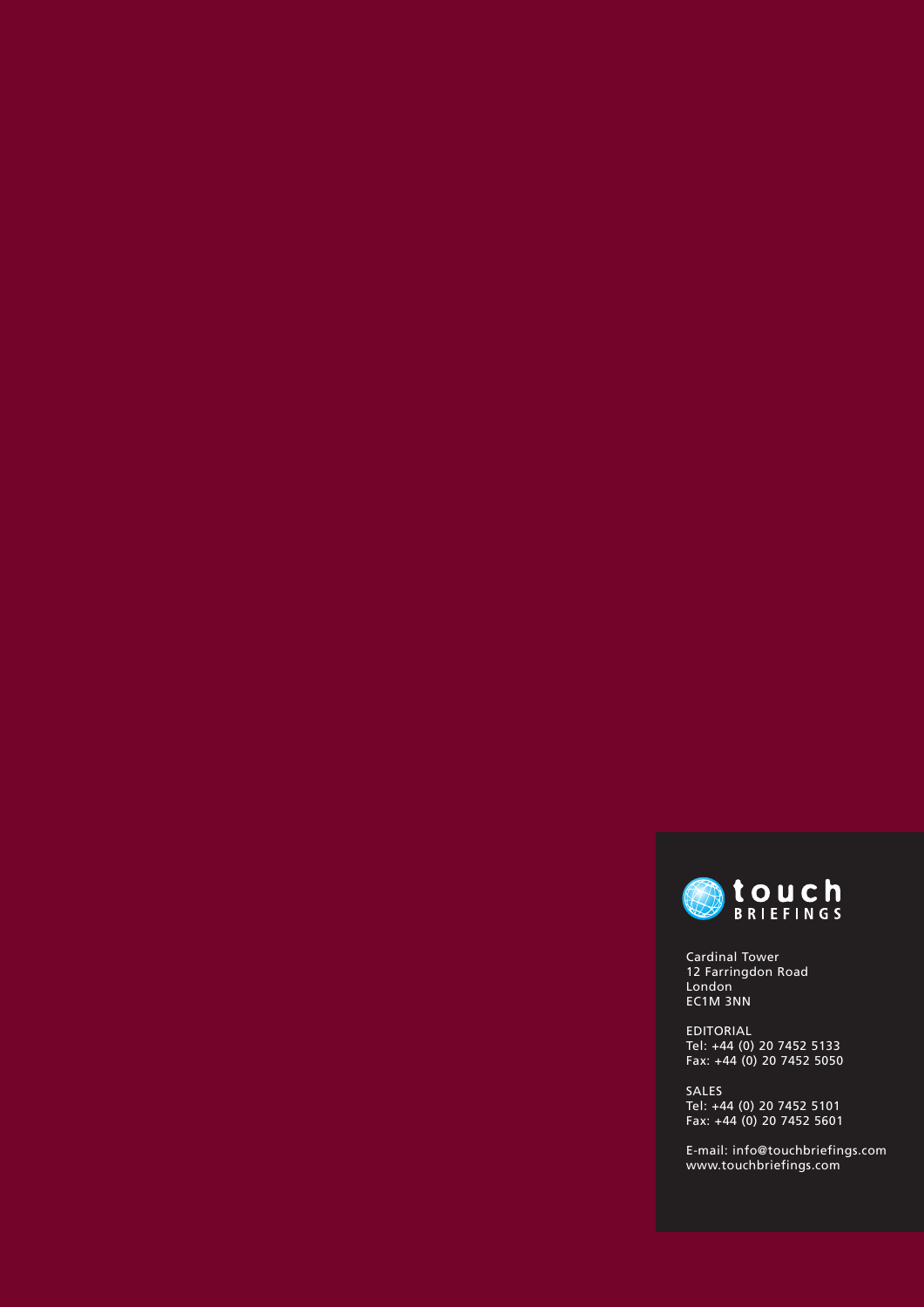touch BRIEFINGS

Cardinal Tower
12 Farringdon Road
London
EC1M 3NN

EDITORIAL
Tel: +44 (0) 20 7452 5133
Fax: +44 (0) 20 7452 5050

SALES
Tel: +44 (0) 20 7452 5101
Fax: +44 (0) 20 7452 5601

E-mail: info@touchbriefings.com
www.touchbriefings.com